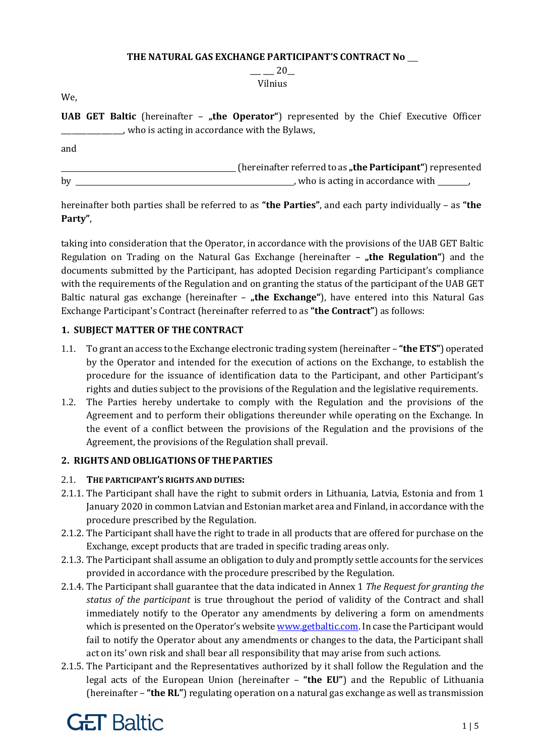**THE NATURAL GAS EXCHANGE PARTICIPANT'S CONTRACT No \_\_**

\_\_ \_\_ 20\_\_

Vilnius

We,

**UAB GET Baltic** (hereinafter – „**the Operator**") represented by the Chief Executive Officer \_\_\_\_\_\_\_\_\_\_\_\_\_\_\_, who is acting in accordance with the Bylaws,

and

\_\_\_\_\_\_\_\_\_\_\_\_\_\_\_\_\_\_\_\_\_\_\_\_\_\_\_\_\_\_\_\_\_\_\_\_\_\_\_\_\_\_ (hereinafter referred to as „**the Participant**") represented by \_\_\_\_\_\_\_\_\_\_\_\_\_\_\_\_\_\_\_\_\_\_\_\_\_\_\_\_\_\_\_\_\_\_\_\_\_\_\_\_\_\_\_\_\_\_\_\_\_, who is acting in accordance with \_\_\_\_\_\_\_,

hereinafter both parties shall be referred to as **"the Parties"**, and each party individually – as **"the Party"**,

taking into consideration that the Operator, in accordance with the provisions of the UAB GET Baltic Regulation on Trading on the Natural Gas Exchange (hereinafter – „**the Regulation**") and the documents submitted by the Participant, has adopted Decision regarding Participant's compliance with the requirements of the Regulation and on granting the status of the participant of the UAB GET Baltic natural gas exchange (hereinafter – „**the Exchange**"), have entered into this Natural Gas Exchange Participant's Contract (hereinafter referred to as **"the Contract"**) as follows:

## 1. SUBJECT MATTER OF THE CONTRACT

1.1. To grant an access to the Exchange electronic trading system (hereinafter – **"the ETS"**) operated by the Operator and intended for the execution of actions on the Exchange, to establish the procedure for the issuance of identification data to the Participant, and other Participant's rights and duties subject to the provisions of the Regulation and the legislative requirements.

1.2. The Parties hereby undertake to comply with the Regulation and the provisions of the Agreement and to perform their obligations thereunder while operating on the Exchange. In the event of a conflict between the provisions of the Regulation and the provisions of the Agreement, the provisions of the Regulation shall prevail.

## 2. RIGHTS AND OBLIGATIONS OF THE PARTIES

### 2.1. THE PARTICIPANT'S RIGHTS AND DUTIES:

2.1.1. The Participant shall have the right to submit orders in Lithuania, Latvia, Estonia and from 1 January 2020 in common Latvian and Estonian market area and Finland, in accordance with the procedure prescribed by the Regulation.

2.1.2. The Participant shall have the right to trade in all products that are offered for purchase on the Exchange, except products that are traded in specific trading areas only.

2.1.3. The Participant shall assume an obligation to duly and promptly settle accounts for the services provided in accordance with the procedure prescribed by the Regulation.

2.1.4. The Participant shall guarantee that the data indicated in Annex 1 *The Request for granting the status of the participant* is true throughout the period of validity of the Contract and shall immediately notify to the Operator any amendments by delivering a form on amendments which is presented on the Operator's website www.getbaltic.com. In case the Participant would fail to notify the Operator about any amendments or changes to the data, the Participant shall act on its' own risk and shall bear all responsibility that may arise from such actions.

2.1.5. The Participant and the Representatives authorized by it shall follow the Regulation and the legal acts of the European Union (hereinafter – **"the EU"**) and the Republic of Lithuania (hereinafter – **"the RL"**) regulating operation on a natural gas exchange as well as transmission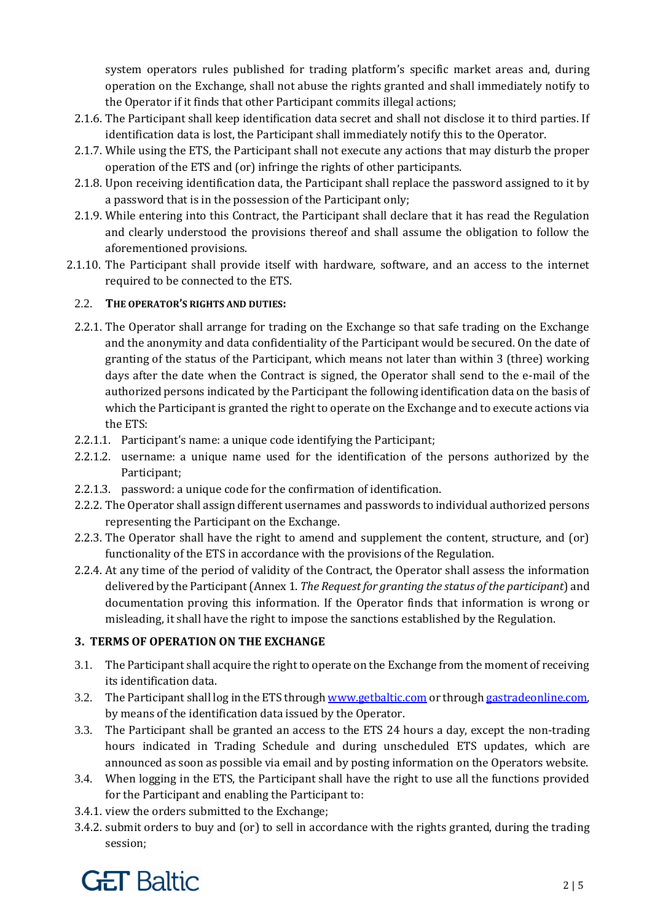system operators rules published for trading platform's specific market areas and, during operation on the Exchange, shall not abuse the rights granted and shall immediately notify to the Operator if it finds that other Participant commits illegal actions;

2.1.6. The Participant shall keep identification data secret and shall not disclose it to third parties. If identification data is lost, the Participant shall immediately notify this to the Operator.

2.1.7. While using the ETS, the Participant shall not execute any actions that may disturb the proper operation of the ETS and (or) infringe the rights of other participants.

2.1.8. Upon receiving identification data, the Participant shall replace the password assigned to it by a password that is in the possession of the Participant only;

2.1.9. While entering into this Contract, the Participant shall declare that it has read the Regulation and clearly understood the provisions thereof and shall assume the obligation to follow the aforementioned provisions.

2.1.10. The Participant shall provide itself with hardware, software, and an access to the internet required to be connected to the ETS.

2.2. **THE OPERATOR'S RIGHTS AND DUTIES:**

2.2.1. The Operator shall arrange for trading on the Exchange so that safe trading on the Exchange and the anonymity and data confidentiality of the Participant would be secured. On the date of granting of the status of the Participant, which means not later than within 3 (three) working days after the date when the Contract is signed, the Operator shall send to the e-mail of the authorized persons indicated by the Participant the following identification data on the basis of which the Participant is granted the right to operate on the Exchange and to execute actions via the ETS:

2.2.1.1. Participant's name: a unique code identifying the Participant;

2.2.1.2. username: a unique name used for the identification of the persons authorized by the Participant;

2.2.1.3. password: a unique code for the confirmation of identification.

2.2.2. The Operator shall assign different usernames and passwords to individual authorized persons representing the Participant on the Exchange.

2.2.3. The Operator shall have the right to amend and supplement the content, structure, and (or) functionality of the ETS in accordance with the provisions of the Regulation.

2.2.4. At any time of the period of validity of the Contract, the Operator shall assess the information delivered by the Participant (Annex 1. *The Request for granting the status of the participant*) and documentation proving this information. If the Operator finds that information is wrong or misleading, it shall have the right to impose the sanctions established by the Regulation.

## 3. TERMS OF OPERATION ON THE EXCHANGE

3.1. The Participant shall acquire the right to operate on the Exchange from the moment of receiving its identification data.

3.2. The Participant shall log in the ETS through www.getbaltic.com or through gastradeonline.com, by means of the identification data issued by the Operator.

3.3. The Participant shall be granted an access to the ETS 24 hours a day, except the non-trading hours indicated in Trading Schedule and during unscheduled ETS updates, which are announced as soon as possible via email and by posting information on the Operators website.

3.4. When logging in the ETS, the Participant shall have the right to use all the functions provided for the Participant and enabling the Participant to:

3.4.1. view the orders submitted to the Exchange;

3.4.2. submit orders to buy and (or) to sell in accordance with the rights granted, during the trading session;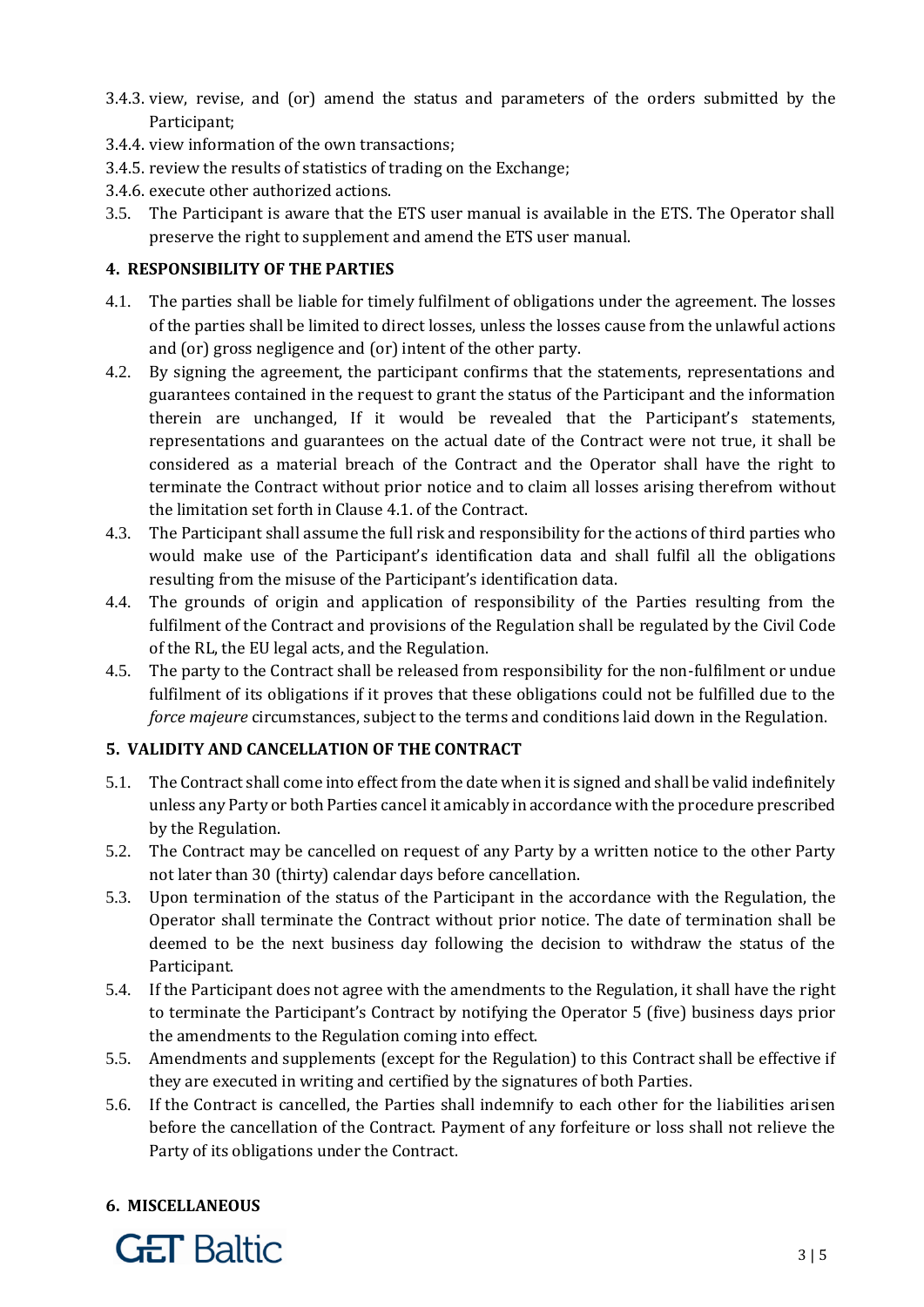3.4.3. view, revise, and (or) amend the status and parameters of the orders submitted by the Participant;

3.4.4. view information of the own transactions;

3.4.5. review the results of statistics of trading on the Exchange;

3.4.6. execute other authorized actions.

3.5. The Participant is aware that the ETS user manual is available in the ETS. The Operator shall preserve the right to supplement and amend the ETS user manual.

## 4. RESPONSIBILITY OF THE PARTIES

4.1. The parties shall be liable for timely fulfilment of obligations under the agreement. The losses of the parties shall be limited to direct losses, unless the losses cause from the unlawful actions and (or) gross negligence and (or) intent of the other party.

4.2. By signing the agreement, the participant confirms that the statements, representations and guarantees contained in the request to grant the status of the Participant and the information therein are unchanged, If it would be revealed that the Participant's statements, representations and guarantees on the actual date of the Contract were not true, it shall be considered as a material breach of the Contract and the Operator shall have the right to terminate the Contract without prior notice and to claim all losses arising therefrom without the limitation set forth in Clause 4.1. of the Contract.

4.3. The Participant shall assume the full risk and responsibility for the actions of third parties who would make use of the Participant's identification data and shall fulfil all the obligations resulting from the misuse of the Participant's identification data.

4.4. The grounds of origin and application of responsibility of the Parties resulting from the fulfilment of the Contract and provisions of the Regulation shall be regulated by the Civil Code of the RL, the EU legal acts, and the Regulation.

4.5. The party to the Contract shall be released from responsibility for the non-fulfilment or undue fulfilment of its obligations if it proves that these obligations could not be fulfilled due to the *force majeure* circumstances, subject to the terms and conditions laid down in the Regulation.

## 5. VALIDITY AND CANCELLATION OF THE CONTRACT

5.1. The Contract shall come into effect from the date when it is signed and shall be valid indefinitely unless any Party or both Parties cancel it amicably in accordance with the procedure prescribed by the Regulation.

5.2. The Contract may be cancelled on request of any Party by a written notice to the other Party not later than 30 (thirty) calendar days before cancellation.

5.3. Upon termination of the status of the Participant in the accordance with the Regulation, the Operator shall terminate the Contract without prior notice. The date of termination shall be deemed to be the next business day following the decision to withdraw the status of the Participant.

5.4. If the Participant does not agree with the amendments to the Regulation, it shall have the right to terminate the Participant's Contract by notifying the Operator 5 (five) business days prior the amendments to the Regulation coming into effect.

5.5. Amendments and supplements (except for the Regulation) to this Contract shall be effective if they are executed in writing and certified by the signatures of both Parties.

5.6. If the Contract is cancelled, the Parties shall indemnify to each other for the liabilities arisen before the cancellation of the Contract. Payment of any forfeiture or loss shall not relieve the Party of its obligations under the Contract.

## 6. MISCELLANEOUS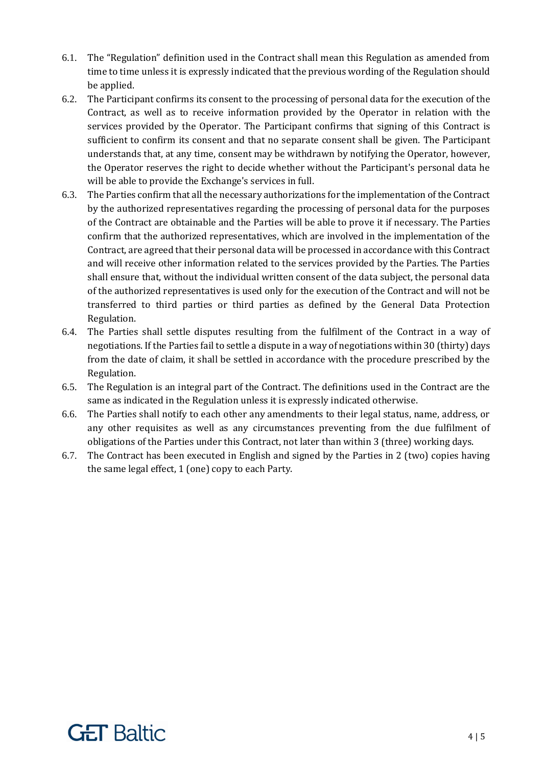6.1. The "Regulation" definition used in the Contract shall mean this Regulation as amended from time to time unless it is expressly indicated that the previous wording of the Regulation should be applied.

6.2. The Participant confirms its consent to the processing of personal data for the execution of the Contract, as well as to receive information provided by the Operator in relation with the services provided by the Operator. The Participant confirms that signing of this Contract is sufficient to confirm its consent and that no separate consent shall be given. The Participant understands that, at any time, consent may be withdrawn by notifying the Operator, however, the Operator reserves the right to decide whether without the Participant's personal data he will be able to provide the Exchange's services in full.

6.3. The Parties confirm that all the necessary authorizations for the implementation of the Contract by the authorized representatives regarding the processing of personal data for the purposes of the Contract are obtainable and the Parties will be able to prove it if necessary. The Parties confirm that the authorized representatives, which are involved in the implementation of the Contract, are agreed that their personal data will be processed in accordance with this Contract and will receive other information related to the services provided by the Parties. The Parties shall ensure that, without the individual written consent of the data subject, the personal data of the authorized representatives is used only for the execution of the Contract and will not be transferred to third parties or third parties as defined by the General Data Protection Regulation.

6.4. The Parties shall settle disputes resulting from the fulfilment of the Contract in a way of negotiations. If the Parties fail to settle a dispute in a way of negotiations within 30 (thirty) days from the date of claim, it shall be settled in accordance with the procedure prescribed by the Regulation.

6.5. The Regulation is an integral part of the Contract. The definitions used in the Contract are the same as indicated in the Regulation unless it is expressly indicated otherwise.

6.6. The Parties shall notify to each other any amendments to their legal status, name, address, or any other requisites as well as any circumstances preventing from the due fulfilment of obligations of the Parties under this Contract, not later than within 3 (three) working days.

6.7. The Contract has been executed in English and signed by the Parties in 2 (two) copies having the same legal effect, 1 (one) copy to each Party.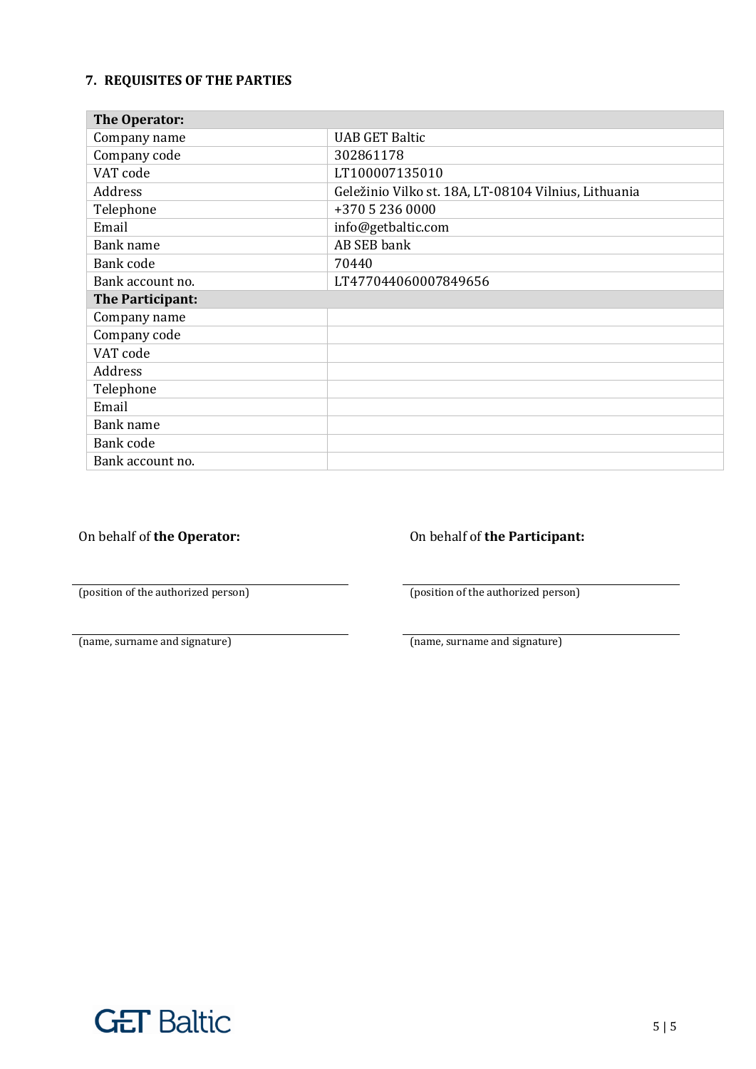## 7. REQUISITES OF THE PARTIES

| | |
|---|---|
| **The Operator:** | |
| Company name | UAB GET Baltic |
| Company code | 302861178 |
| VAT code | LT100007135010 |
| Address | Geležinio Vilko st. 18A, LT-08104 Vilnius, Lithuania |
| Telephone | +370 5 236 0000 |
| Email | info@getbaltic.com |
| Bank name | AB SEB bank |
| Bank code | 70440 |
| Bank account no. | LT477044060007849656 |
| **The Participant:** | |
| Company name | |
| Company code | |
| VAT code | |
| Address | |
| Telephone | |
| Email | |
| Bank name | |
| Bank code | |
| Bank account no. | |

On behalf of **the Operator:**

______________________________
(position of the authorized person)

______________________________
(name, surname and signature)

On behalf of **the Participant:**

______________________________
(position of the authorized person)

______________________________
(name, surname and signature)

GET Baltic